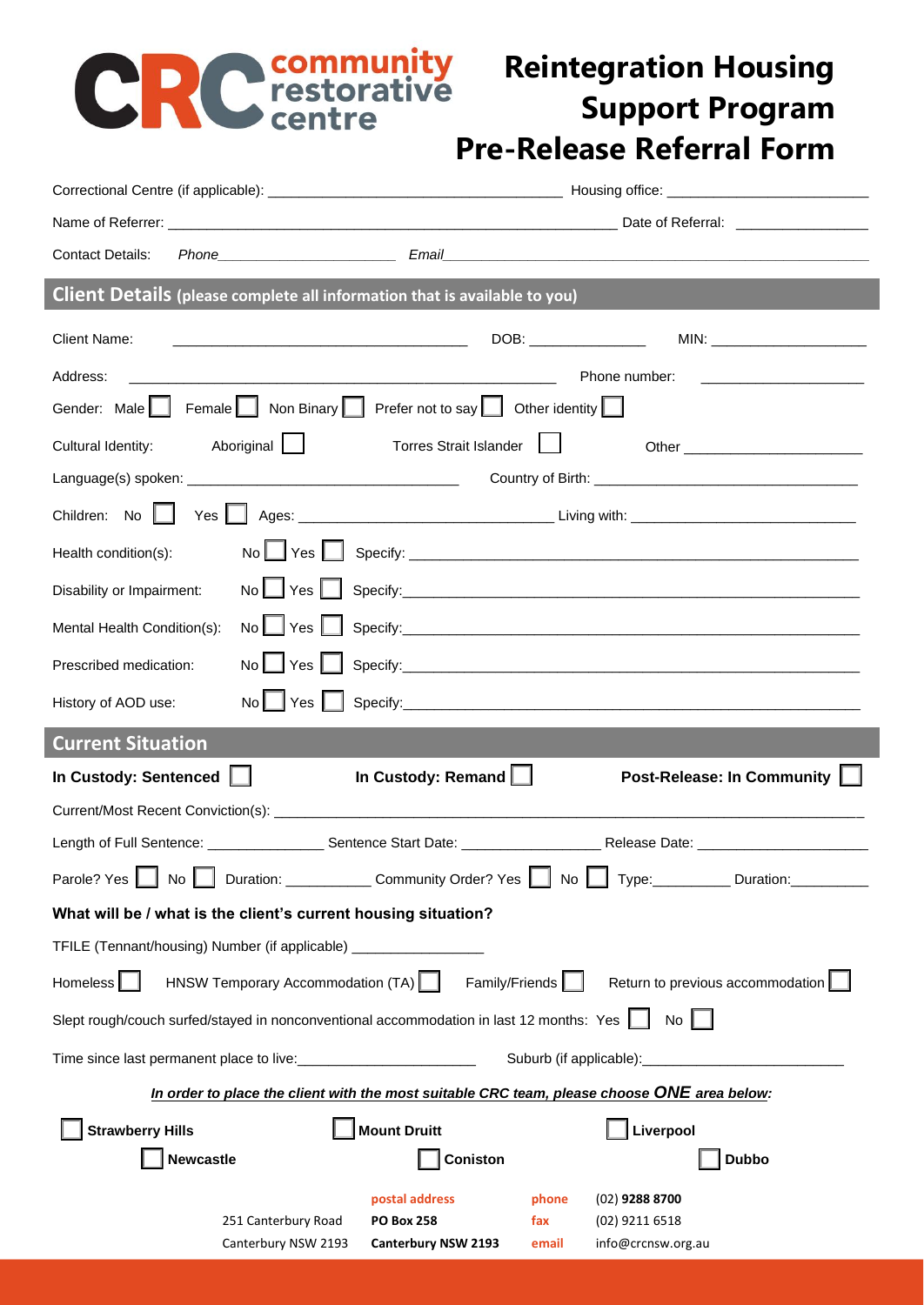CRC community restorative centre

# Reintegration Housing Support Program Pre-Release Referral Form

Correctional Centre (if applicable): ____________________ Housing office: ____________________

Name of Referrer: ____________________ Date of Referral: ____________

Contact Details: *Phone*____________________ *Email*____________________

## Client Details (please complete all information that is available to you)

Client Name: ____________________ DOB: ____________ MIN: ____________

Address: ____________________ Phone number: ____________

Gender: Male ☐ Female ☐ Non Binary ☐ Prefer not to say ☐ Other identity ☐

Cultural Identity: Aboriginal ☐ Torres Strait Islander ☐ Other ____________

Language(s) spoken: ____________________ Country of Birth: ____________________

Children: No ☐ Yes ☐ Ages: ____________________ Living with: ____________________

Health condition(s): No ☐ Yes ☐ Specify: ____________________

Disability or Impairment: No ☐ Yes ☐ Specify: ____________________

Mental Health Condition(s): No ☐ Yes ☐ Specify: ____________________

Prescribed medication: No ☐ Yes ☐ Specify: ____________________

History of AOD use: No ☐ Yes ☐ Specify: ____________________

## Current Situation

**In Custody: Sentenced** ☐ **In Custody: Remand** ☐ **Post-Release: In Community** ☐

Current/Most Recent Conviction(s): ____________________

Length of Full Sentence: ____________ Sentence Start Date: ____________ Release Date: ____________

Parole? Yes ☐ No ☐ Duration: ____________ Community Order? Yes ☐ No ☐ Type: ____________ Duration: ____________

**What will be / what is the client's current housing situation?**

TFILE (Tennant/housing) Number (if applicable) ____________

Homeless ☐ HNSW Temporary Accommodation (TA) ☐ Family/Friends ☐ Return to previous accommodation ☐

Slept rough/couch surfed/stayed in nonconventional accommodation in last 12 months: Yes ☐ No ☐

Time since last permanent place to live: ____________ Suburb (if applicable): ____________

***In order to place the client with the most suitable CRC team, please choose ONE area below:***

☐ **Strawberry Hills** ☐ **Mount Druitt** ☐ **Liverpool**

☐ **Newcastle** ☐ **Coniston** ☐ **Dubbo**

251 Canterbury Road
Canterbury NSW 2193

**postal address**
**PO Box 258**
**Canterbury NSW 2193**

**phone** (02) **9288 8700**
**fax** (02) 9211 6518
**email** info@crcnsw.org.au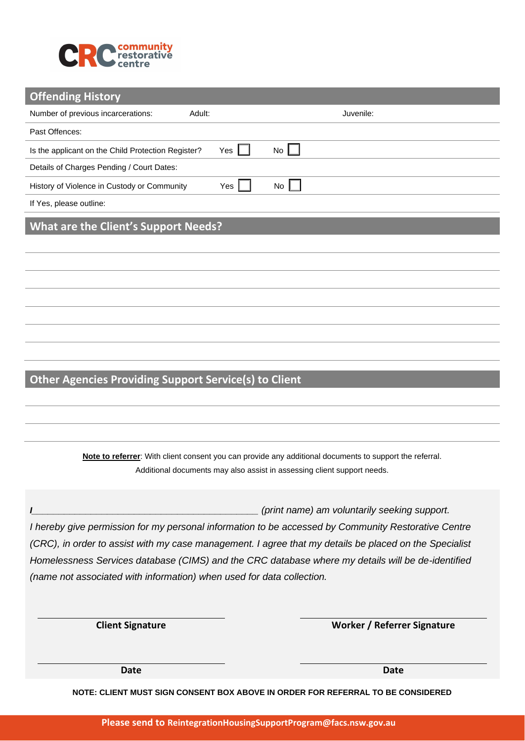community restorative centre

## Offending History

| | | | |
|---|---|---|---|
| Number of previous incarcerations: | Adult: | | Juvenile: |
| Past Offences: | | | |
| Is the applicant on the Child Protection Register? | Yes ☐ | No ☐ | |
| Details of Charges Pending / Court Dates: | | | |
| History of Violence in Custody or Community | Yes ☐ | No ☐ | |
| If Yes, please outline: | | | |

## What are the Client's Support Needs?

## Other Agencies Providing Support Service(s) to Client

**Note to referrer**: With client consent you can provide any additional documents to support the referral. Additional documents may also assist in assessing client support needs.

*I_________________________________________ (print name) am voluntarily seeking support.*

*I hereby give permission for my personal information to be accessed by Community Restorative Centre (CRC), in order to assist with my case management. I agree that my details be placed on the Specialist Homelessness Services database (CIMS) and the CRC database where my details will be de-identified (name not associated with information) when used for data collection.*

| | |
|---|---|
| **Client Signature** | **Worker / Referrer Signature** |
| **Date** | **Date** |

**NOTE: CLIENT MUST SIGN CONSENT BOX ABOVE IN ORDER FOR REFERRAL TO BE CONSIDERED**

**Please send to ReintegrationHousingSupportProgram@facs.nsw.gov.au**